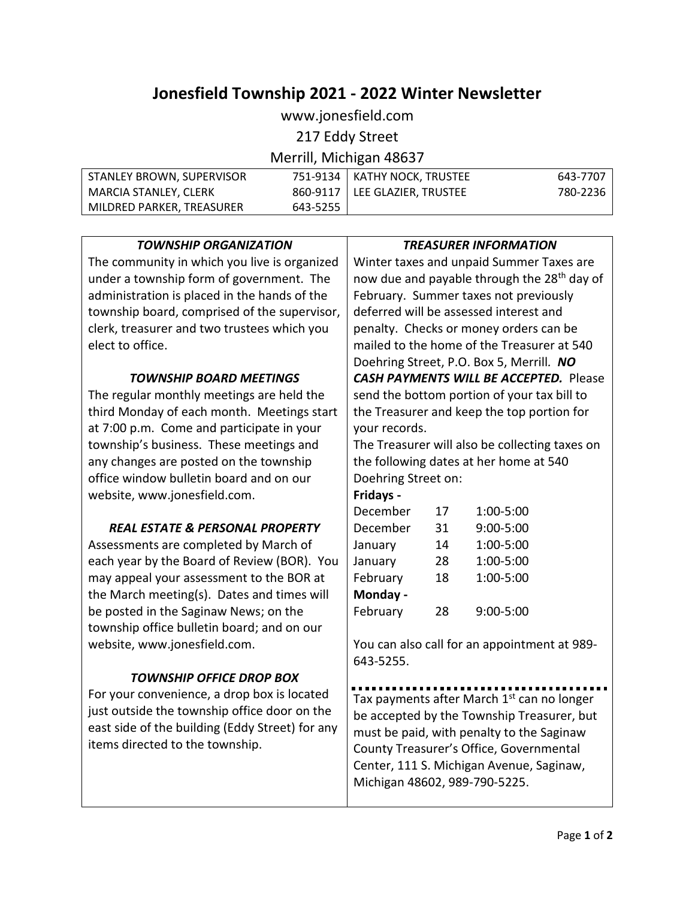# Jonesfield Township 2021 - 2022 Winter Newsletter

www.jonesfield.com

217 Eddy Street

Merrill, Michigan 48637

| | | | |
|---|---|---|---|
| STANLEY BROWN, SUPERVISOR | 751-9134 | KATHY NOCK, TRUSTEE | 643-7707 |
| MARCIA STANLEY, CLERK | 860-9117 | LEE GLAZIER, TRUSTEE | 780-2236 |
| MILDRED PARKER, TREASURER | 643-5255 | | |

### *TOWNSHIP ORGANIZATION*

The community in which you live is organized under a township form of government. The administration is placed in the hands of the township board, comprised of the supervisor, clerk, treasurer and two trustees which you elect to office.

### *TOWNSHIP BOARD MEETINGS*

The regular monthly meetings are held the third Monday of each month. Meetings start at 7:00 p.m. Come and participate in your township's business. These meetings and any changes are posted on the township office window bulletin board and on our website, www.jonesfield.com.

### *REAL ESTATE & PERSONAL PROPERTY*

Assessments are completed by March of each year by the Board of Review (BOR). You may appeal your assessment to the BOR at the March meeting(s). Dates and times will be posted in the Saginaw News; on the township office bulletin board; and on our website, www.jonesfield.com.

### *TOWNSHIP OFFICE DROP BOX*

For your convenience, a drop box is located just outside the township office door on the east side of the building (Eddy Street) for any items directed to the township.

### *TREASURER INFORMATION*

Winter taxes and unpaid Summer Taxes are now due and payable through the 28th day of February. Summer taxes not previously deferred will be assessed interest and penalty. Checks or money orders can be mailed to the home of the Treasurer at 540 Doehring Street, P.O. Box 5, Merrill. ***NO CASH PAYMENTS WILL BE ACCEPTED.*** Please send the bottom portion of your tax bill to the Treasurer and keep the top portion for your records.

The Treasurer will also be collecting taxes on the following dates at her home at 540 Doehring Street on:

**Fridays -**

| | | |
|---|---|---|
| December | 17 | 1:00-5:00 |
| December | 31 | 9:00-5:00 |
| January | 14 | 1:00-5:00 |
| January | 28 | 1:00-5:00 |
| February | 18 | 1:00-5:00 |

**Monday -**

| | | |
|---|---|---|
| February | 28 | 9:00-5:00 |

You can also call for an appointment at 989-643-5255.

Tax payments after March 1st can no longer be accepted by the Township Treasurer, but must be paid, with penalty to the Saginaw County Treasurer's Office, Governmental Center, 111 S. Michigan Avenue, Saginaw, Michigan 48602, 989-790-5225.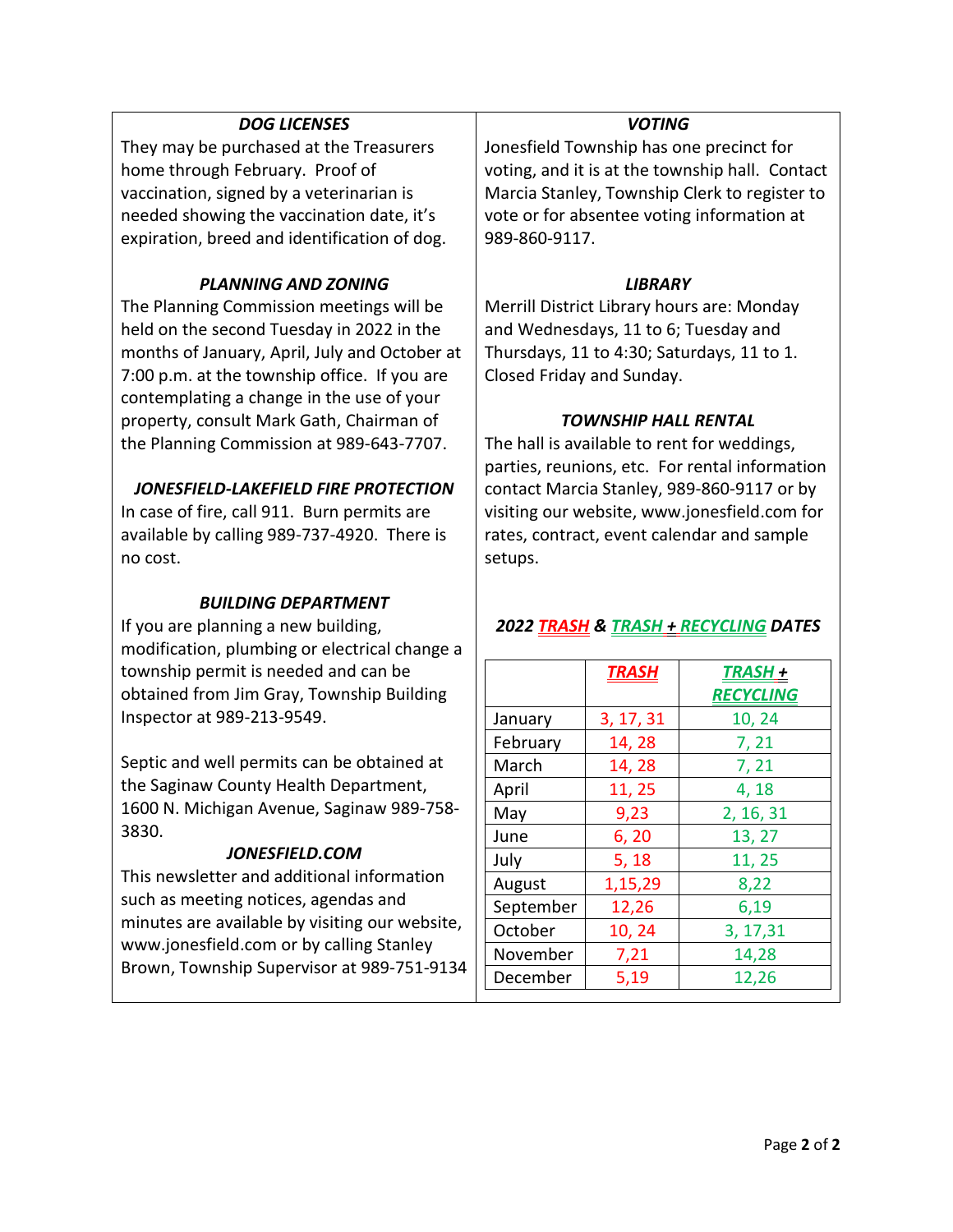### *DOG LICENSES*

They may be purchased at the Treasurers home through February. Proof of vaccination, signed by a veterinarian is needed showing the vaccination date, it's expiration, breed and identification of dog.

### *PLANNING AND ZONING*

The Planning Commission meetings will be held on the second Tuesday in 2022 in the months of January, April, July and October at 7:00 p.m. at the township office. If you are contemplating a change in the use of your property, consult Mark Gath, Chairman of the Planning Commission at 989-643-7707.

### *JONESFIELD-LAKEFIELD FIRE PROTECTION*

In case of fire, call 911. Burn permits are available by calling 989-737-4920. There is no cost.

### *BUILDING DEPARTMENT*

If you are planning a new building, modification, plumbing or electrical change a township permit is needed and can be obtained from Jim Gray, Township Building Inspector at 989-213-9549.

Septic and well permits can be obtained at the Saginaw County Health Department, 1600 N. Michigan Avenue, Saginaw 989-758-3830.

### *JONESFIELD.COM*

This newsletter and additional information such as meeting notices, agendas and minutes are available by visiting our website, www.jonesfield.com or by calling Stanley Brown, Township Supervisor at 989-751-9134

### *VOTING*

Jonesfield Township has one precinct for voting, and it is at the township hall. Contact Marcia Stanley, Township Clerk to register to vote or for absentee voting information at 989-860-9117.

### *LIBRARY*

Merrill District Library hours are: Monday and Wednesdays, 11 to 6; Tuesday and Thursdays, 11 to 4:30; Saturdays, 11 to 1. Closed Friday and Sunday.

### *TOWNSHIP HALL RENTAL*

The hall is available to rent for weddings, parties, reunions, etc. For rental information contact Marcia Stanley, 989-860-9117 or by visiting our website, www.jonesfield.com for rates, contract, event calendar and sample setups.

### *2022 TRASH & TRASH + RECYCLING DATES*

| | ***TRASH*** | ***TRASH + RECYCLING*** |
|---|---|---|
| January | 3, 17, 31 | 10, 24 |
| February | 14, 28 | 7, 21 |
| March | 14, 28 | 7, 21 |
| April | 11, 25 | 4, 18 |
| May | 9,23 | 2, 16, 31 |
| June | 6, 20 | 13, 27 |
| July | 5, 18 | 11, 25 |
| August | 1,15,29 | 8,22 |
| September | 12,26 | 6,19 |
| October | 10, 24 | 3, 17,31 |
| November | 7,21 | 14,28 |
| December | 5,19 | 12,26 |